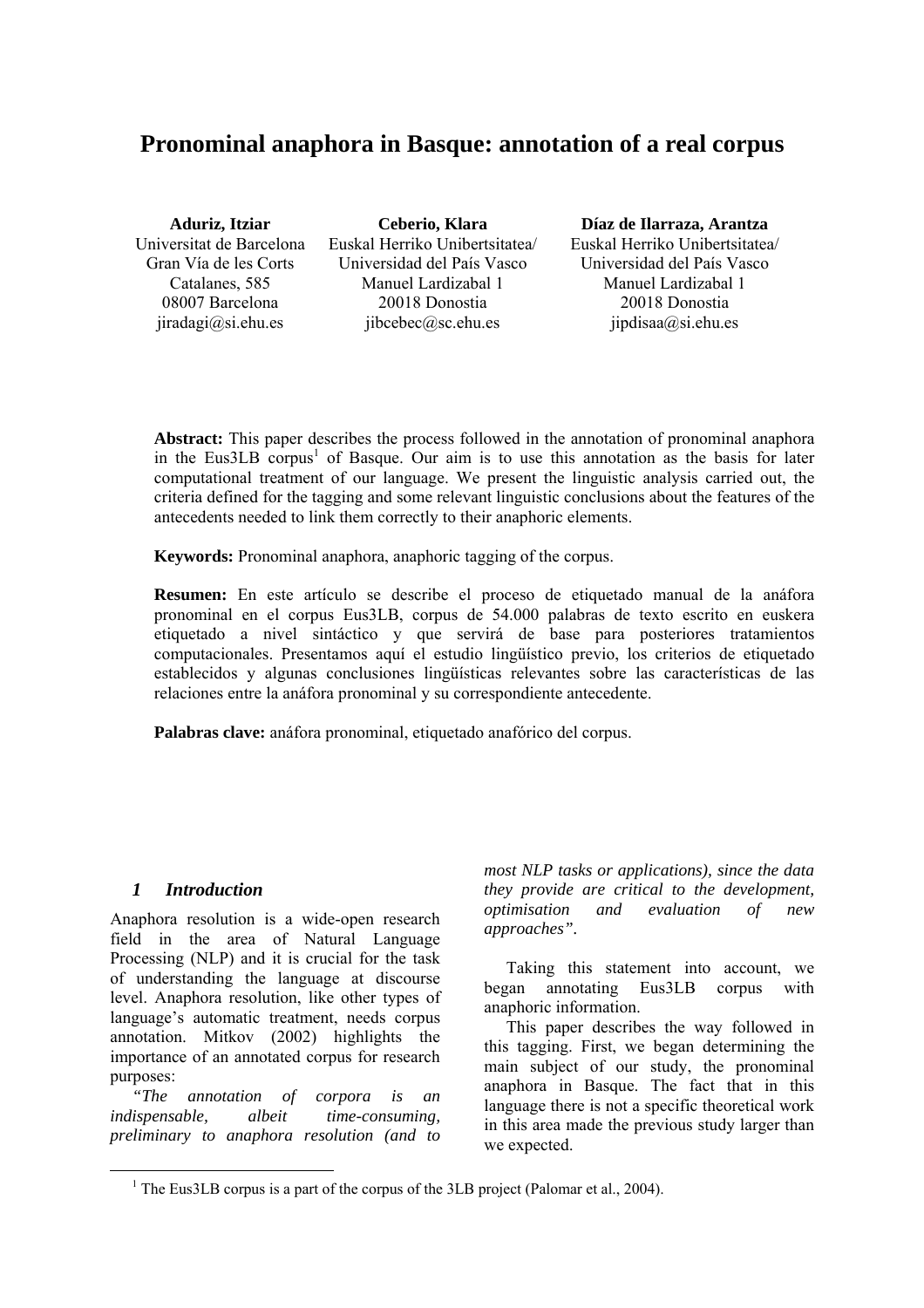# Pronominal anaphora in Basque: annotation of a real corpus

**Aduriz, Itziar**
Universitat de Barcelona
Gran Vía de les Corts Catalanes, 585
08007 Barcelona
jiradagi@si.ehu.es

**Ceberio, Klara**
Euskal Herriko Unibertsitatea/ Universidad del País Vasco
Manuel Lardizabal 1
20018 Donostia
jibcebec@sc.ehu.es

**Díaz de Ilarraza, Arantza**
Euskal Herriko Unibertsitatea/ Universidad del País Vasco
Manuel Lardizabal 1
20018 Donostia
jipdisaa@si.ehu.es

**Abstract:** This paper describes the process followed in the annotation of pronominal anaphora in the Eus3LB corpus[1] of Basque. Our aim is to use this annotation as the basis for later computational treatment of our language. We present the linguistic analysis carried out, the criteria defined for the tagging and some relevant linguistic conclusions about the features of the antecedents needed to link them correctly to their anaphoric elements.

**Keywords:** Pronominal anaphora, anaphoric tagging of the corpus.

**Resumen:** En este artículo se describe el proceso de etiquetado manual de la anáfora pronominal en el corpus Eus3LB, corpus de 54.000 palabras de texto escrito en euskera etiquetado a nivel sintáctico y que servirá de base para posteriores tratamientos computacionales. Presentamos aquí el estudio lingüístico previo, los criterios de etiquetado establecidos y algunas conclusiones lingüísticas relevantes sobre las características de las relaciones entre la anáfora pronominal y su correspondiente antecedente.

**Palabras clave:** anáfora pronominal, etiquetado anafórico del corpus.

## 1 Introduction

Anaphora resolution is a wide-open research field in the area of Natural Language Processing (NLP) and it is crucial for the task of understanding the language at discourse level. Anaphora resolution, like other types of language's automatic treatment, needs corpus annotation. Mitkov (2002) highlights the importance of an annotated corpus for research purposes:

*"The annotation of corpora is an indispensable, albeit time-consuming, preliminary to anaphora resolution (and to most NLP tasks or applications), since the data they provide are critical to the development, optimisation and evaluation of new approaches".*

Taking this statement into account, we began annotating Eus3LB corpus with anaphoric information.

This paper describes the way followed in this tagging. First, we began determining the main subject of our study, the pronominal anaphora in Basque. The fact that in this language there is not a specific theoretical work in this area made the previous study larger than we expected.

[1] The Eus3LB corpus is a part of the corpus of the 3LB project (Palomar et al., 2004).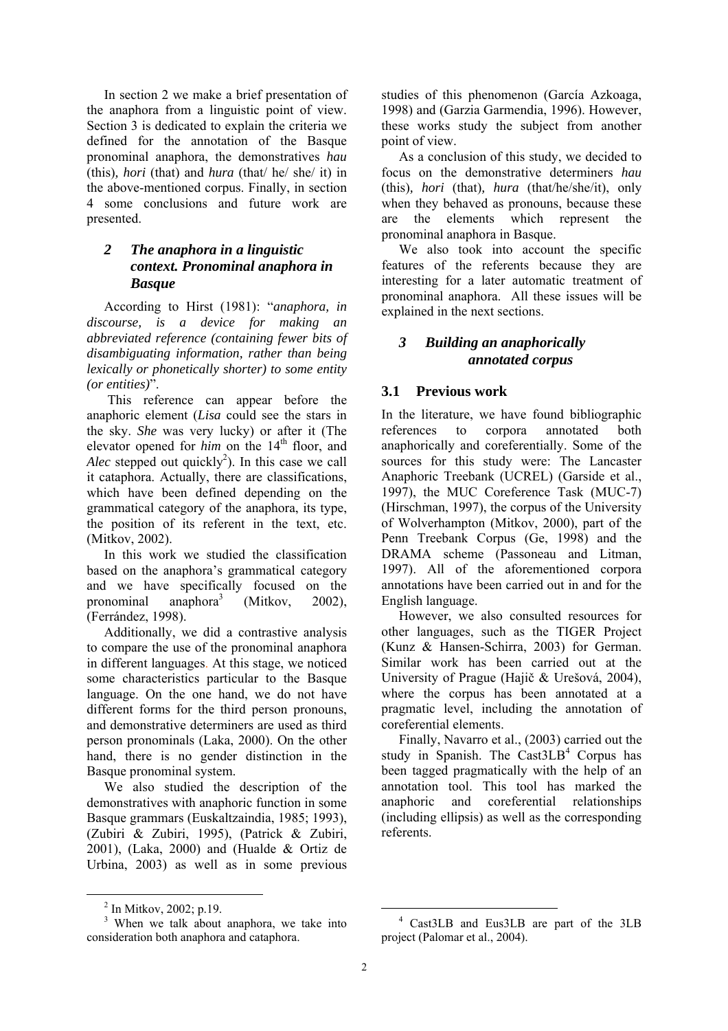In section 2 we make a brief presentation of the anaphora from a linguistic point of view. Section 3 is dedicated to explain the criteria we defined for the annotation of the Basque pronominal anaphora, the demonstratives *hau* (this)*, hori* (that) and *hura* (that/ he/ she/ it) in the above-mentioned corpus. Finally, in section 4 some conclusions and future work are presented.

## *2 The anaphora in a linguistic context. Pronominal anaphora in Basque*

According to Hirst (1981): "*anaphora, in discourse, is a device for making an abbreviated reference (containing fewer bits of disambiguating information, rather than being lexically or phonetically shorter) to some entity (or entities)*".

This reference can appear before the anaphoric element (*Lisa* could see the stars in the sky. *She* was very lucky) or after it (The elevator opened for *him* on the 14th floor, and *Alec* stepped out quickly[2]). In this case we call it cataphora. Actually, there are classifications, which have been defined depending on the grammatical category of the anaphora, its type, the position of its referent in the text, etc. (Mitkov, 2002).

In this work we studied the classification based on the anaphora's grammatical category and we have specifically focused on the pronominal anaphora[3] (Mitkov, 2002), (Ferrández, 1998).

Additionally, we did a contrastive analysis to compare the use of the pronominal anaphora in different languages. At this stage, we noticed some characteristics particular to the Basque language. On the one hand, we do not have different forms for the third person pronouns, and demonstrative determiners are used as third person pronominals (Laka, 2000). On the other hand, there is no gender distinction in the Basque pronominal system.

We also studied the description of the demonstratives with anaphoric function in some Basque grammars (Euskaltzaindia, 1985; 1993), (Zubiri & Zubiri, 1995), (Patrick & Zubiri, 2001), (Laka, 2000) and (Hualde & Ortiz de Urbina, 2003) as well as in some previous studies of this phenomenon (García Azkoaga, 1998) and (Garzia Garmendia, 1996). However, these works study the subject from another point of view.

As a conclusion of this study, we decided to focus on the demonstrative determiners *hau* (this)*, hori* (that)*, hura* (that/he/she/it), only when they behaved as pronouns, because these are the elements which represent the pronominal anaphora in Basque.

We also took into account the specific features of the referents because they are interesting for a later automatic treatment of pronominal anaphora. All these issues will be explained in the next sections.

## *3 Building an anaphorically annotated corpus*

### 3.1 Previous work

In the literature, we have found bibliographic references to corpora annotated both anaphorically and coreferentially. Some of the sources for this study were: The Lancaster Anaphoric Treebank (UCREL) (Garside et al., 1997), the MUC Coreference Task (MUC-7) (Hirschman, 1997), the corpus of the University of Wolverhampton (Mitkov, 2000), part of the Penn Treebank Corpus (Ge, 1998) and the DRAMA scheme (Passoneau and Litman, 1997). All of the aforementioned corpora annotations have been carried out in and for the English language.

However, we also consulted resources for other languages, such as the TIGER Project (Kunz & Hansen-Schirra, 2003) for German. Similar work has been carried out at the University of Prague (Hajič & Urešová, 2004), where the corpus has been annotated at a pragmatic level, including the annotation of coreferential elements.

Finally, Navarro et al., (2003) carried out the study in Spanish. The Cast3LB[4] Corpus has been tagged pragmatically with the help of an annotation tool. This tool has marked the anaphoric and coreferential relationships (including ellipsis) as well as the corresponding referents.

---

[2] In Mitkov, 2002; p.19.

[3] When we talk about anaphora, we take into consideration both anaphora and cataphora.

[4] Cast3LB and Eus3LB are part of the 3LB project (Palomar et al., 2004).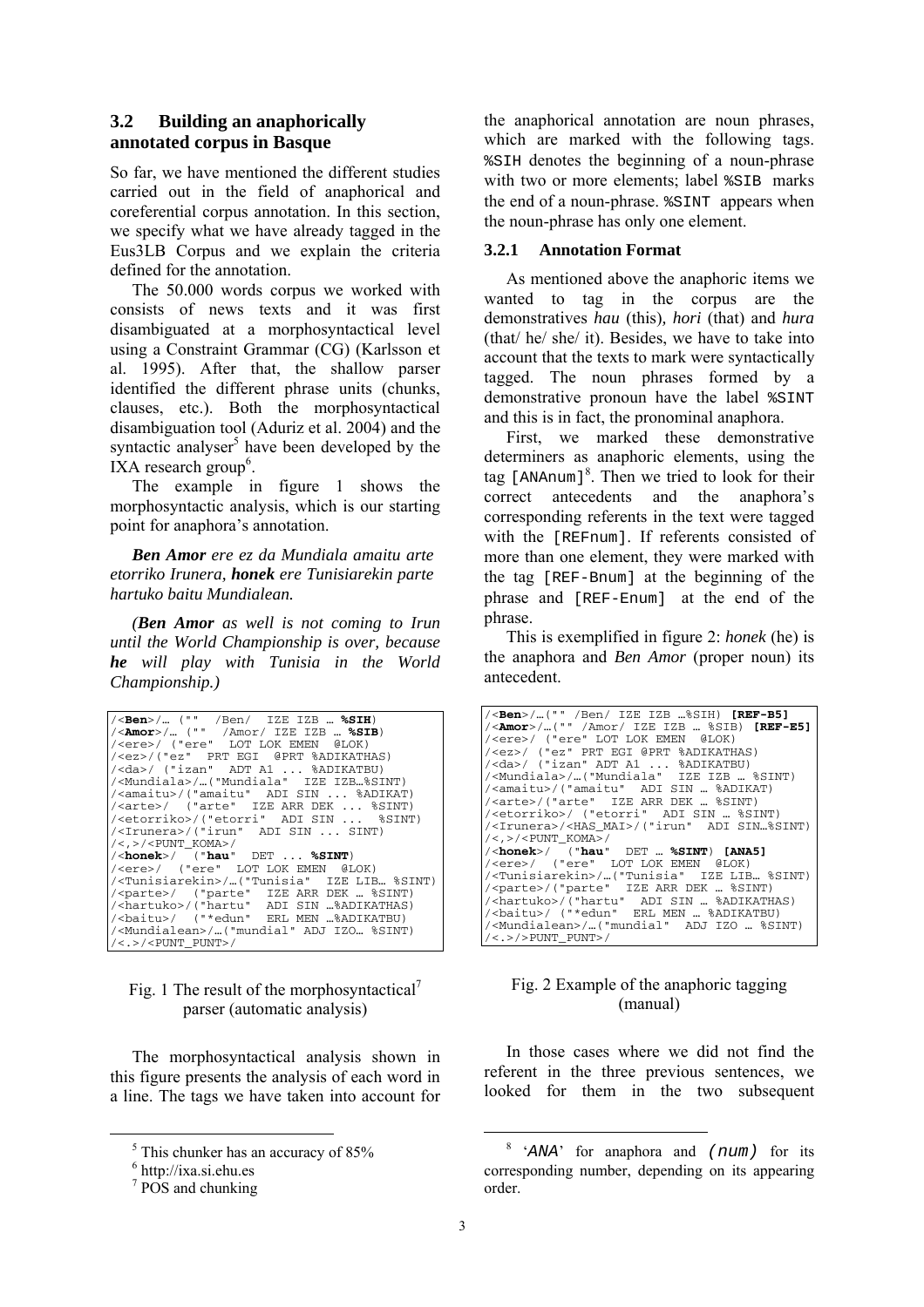### 3.2 Building an anaphorically annotated corpus in Basque

So far, we have mentioned the different studies carried out in the field of anaphorical and coreferential corpus annotation. In this section, we specify what we have already tagged in the Eus3LB Corpus and we explain the criteria defined for the annotation.

The 50.000 words corpus we worked with consists of news texts and it was first disambiguated at a morphosyntactical level using a Constraint Grammar (CG) (Karlsson et al. 1995). After that, the shallow parser identified the different phrase units (chunks, clauses, etc.). Both the morphosyntactical disambiguation tool (Aduriz et al. 2004) and the syntactic analyser[5] have been developed by the IXA research group[6].

The example in figure 1 shows the morphosyntactic analysis, which is our starting point for anaphora's annotation.

***Ben Amor** ere ez da Mundiala amaitu arte etorriko Irunera, **honek** ere Tunisiarekin parte hartuko baitu Mundialean.*

*(**Ben Amor** as well is not coming to Irun until the World Championship is over, because **he** will play with Tunisia in the World Championship.)*

```
/<Ben>/… (""  /Ben/  IZE IZB … %SIH)
/<Amor>/… (""  /Amor/ IZE IZB … %SIB)
/<ere>/ ("ere"  LOT LOK EMEN  @LOK)
/<ez>/("ez"  PRT EGI  @PRT %ADIKATHAS)
/<da>/ ("izan"  ADT A1 ... %ADIKATBU)
/<Mundiala>/…("Mundiala"  IZE IZB…%SINT)
/<amaitu>/("amaitu"  ADI SIN ... %ADIKAT)
/<arte>/  ("arte"  IZE ARR DEK ... %SINT)
/<etorriko>/("etorri"  ADI SIN ...  %SINT)
/<Irunera>/("irun"  ADI SIN ... SINT)
/<,>/<PUNT_KOMA>/
/<honek>/  ("hau"  DET ... %SINT)
/<ere>/  ("ere"  LOT LOK EMEN  @LOK)
/<Tunisiarekin>/…("Tunisia"  IZE LIB… %SINT)
/<parte>/  ("parte"  IZE ARR DEK … %SINT)
/<hartuko>/("hartu"  ADI SIN …%ADIKATHAS)
/<baitu>/  ("*edun"  ERL MEN …%ADIKATBU)
/<Mundialean>/…("mundial" ADJ IZO… %SINT)
/<.>/<PUNT_PUNT>/
```

Fig. 1 The result of the morphosyntactical[7] parser (automatic analysis)

The morphosyntactical analysis shown in this figure presents the analysis of each word in a line. The tags we have taken into account for the anaphorical annotation are noun phrases, which are marked with the following tags. %SIH denotes the beginning of a noun-phrase with two or more elements; label %SIB marks the end of a noun-phrase. %SINT appears when the noun-phrase has only one element.

#### 3.2.1 Annotation Format

As mentioned above the anaphoric items we wanted to tag in the corpus are the demonstratives *hau* (this)*, hori* (that) and *hura* (that/ he/ she/ it). Besides, we have to take into account that the texts to mark were syntactically tagged. The noun phrases formed by a demonstrative pronoun have the label %SINT and this is in fact, the pronominal anaphora.

First, we marked these demonstrative determiners as anaphoric elements, using the tag [ANAnum][8]. Then we tried to look for their correct antecedents and the anaphora's corresponding referents in the text were tagged with the [REFnum]. If referents consisted of more than one element, they were marked with the tag [REF-Bnum] at the beginning of the phrase and [REF-Enum] at the end of the phrase.

This is exemplified in figure 2: *honek* (he) is the anaphora and *Ben Amor* (proper noun) its antecedent.

```
/<Ben>/…(""  /Ben/ IZE IZB …%SIH) [REF-B5]
/<Amor>/…(""  /Amor/ IZE IZB … %SIB) [REF-E5]
/<ere>/ ("ere" LOT LOK EMEN  @LOK)
/<ez>/ ("ez" PRT EGI @PRT %ADIKATHAS)
/<da>/ ("izan" ADT A1 ... %ADIKATBU)
/<Mundiala>/…("Mundiala"  IZE IZB … %SINT)
/<amaitu>/("amaitu"  ADI SIN … %ADIKAT)
/<arte>/("arte"  IZE ARR DEK … %SINT)
/<etorriko>/ ("etorri"  ADI SIN … %SINT)
/<Irunera>/<HAS_MAI>/("irun"  ADI SIN…%SINT)
/<,>/<PUNT_KOMA>/
/<honek>/  ("hau"  DET … %SINT) [ANA5]
/<ere>/  ("ere"  LOT LOK EMEN  @LOK)
/<Tunisiarekin>/…("Tunisia"  IZE LIB… %SINT)
/<parte>/("parte"  IZE ARR DEK … %SINT)
/<hartuko>/("hartu"  ADI SIN … %ADIKATHAS)
/<baitu>/ ("*edun"  ERL MEN … %ADIKATBU)
/<Mundialean>/…("mundial"  ADJ IZO … %SINT)
/<.>/>PUNT_PUNT>/
```

Fig. 2 Example of the anaphoric tagging (manual)

In those cases where we did not find the referent in the three previous sentences, we looked for them in the two subsequent

---

[5] This chunker has an accuracy of 85%

[6] http://ixa.si.ehu.es

[7] POS and chunking

[8] '*ANA*' for anaphora and *(num)* for its corresponding number, depending on its appearing order.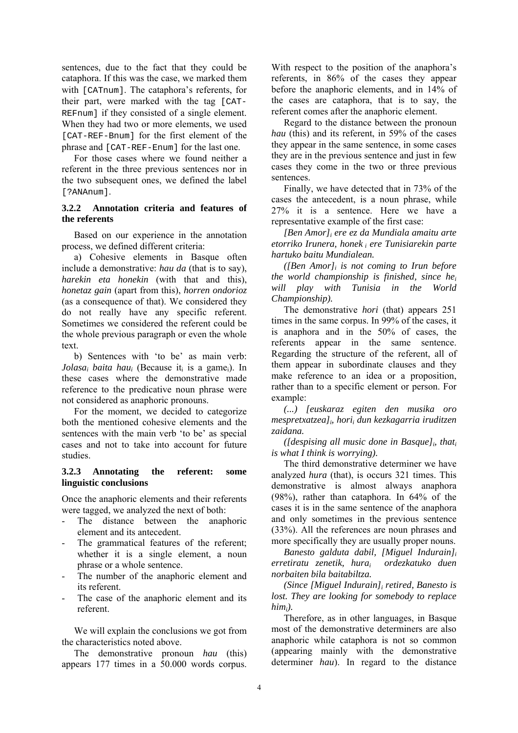sentences, due to the fact that they could be cataphora. If this was the case, we marked them with `[CATnum]`. The cataphora's referents, for their part, were marked with the tag `[CAT-REFnum]` if they consisted of a single element. When they had two or more elements, we used `[CAT-REF-Bnum]` for the first element of the phrase and `[CAT-REF-Enum]` for the last one.

For those cases where we found neither a referent in the three previous sentences nor in the two subsequent ones, we defined the label `[?ANAnum]`.

### 3.2.2 Annotation criteria and features of the referents

Based on our experience in the annotation process, we defined different criteria:

a) Cohesive elements in Basque often include a demonstrative: *hau da* (that is to say), *harekin eta honekin* (with that and this), *honetaz gain* (apart from this), *horren ondorioz* (as a consequence of that). We considered they do not really have any specific referent. Sometimes we considered the referent could be the whole previous paragraph or even the whole text.

b) Sentences with 'to be' as main verb: *Jolasa$_i$ baita hau$_i$* (Because it$_i$ is a game$_i$). In these cases where the demonstrative made reference to the predicative noun phrase were not considered as anaphoric pronouns.

For the moment, we decided to categorize both the mentioned cohesive elements and the sentences with the main verb 'to be' as special cases and not to take into account for future studies.

### 3.2.3 Annotating the referent: some linguistic conclusions

Once the anaphoric elements and their referents were tagged, we analyzed the next of both:

- The distance between the anaphoric element and its antecedent.
- The grammatical features of the referent; whether it is a single element, a noun phrase or a whole sentence.
- The number of the anaphoric element and its referent.
- The case of the anaphoric element and its referent.

We will explain the conclusions we got from the characteristics noted above.

The demonstrative pronoun *hau* (this) appears 177 times in a 50.000 words corpus. With respect to the position of the anaphora's referents, in 86% of the cases they appear before the anaphoric elements, and in 14% of the cases are cataphora, that is to say, the referent comes after the anaphoric element.

Regard to the distance between the pronoun *hau* (this) and its referent, in 59% of the cases they appear in the same sentence, in some cases they are in the previous sentence and just in few cases they come in the two or three previous sentences.

Finally, we have detected that in 73% of the cases the antecedent, is a noun phrase, while 27% it is a sentence. Here we have a representative example of the first case:

*[Ben Amor]$_i$ ere ez da Mundiala amaitu arte etorriko Irunera, honek $_i$ ere Tunisiarekin parte hartuko baitu Mundialean.*

*([Ben Amor]$_i$ is not coming to Irun before the world championship is finished, since he$_i$ will play with Tunisia in the World Championship).*

The demonstrative *hori* (that) appears 251 times in the same corpus. In 99% of the cases, it is anaphora and in the 50% of cases, the referents appear in the same sentence. Regarding the structure of the referent, all of them appear in subordinate clauses and they make reference to an idea or a proposition, rather than to a specific element or person. For example:

*(...) [euskaraz egiten den musika oro mespretxatzea]$_i$, hori$_i$ dun kezkagarria iruditzen zaidana.*

*([despising all music done in Basque]$_i$, that$_i$ is what I think is worrying).*

The third demonstrative determiner we have analyzed *hura* (that), is occurs 321 times. This demonstrative is almost always anaphora (98%), rather than cataphora. In 64% of the cases it is in the same sentence of the anaphora and only sometimes in the previous sentence (33%). All the references are noun phrases and more specifically they are usually proper nouns.

*Banesto galduta dabil, [Miguel Indurain]$_i$ erretiratu zenetik, hura$_i$ ordezkatuko duen norbaiten bila baitabiltza.*

*(Since [Miguel Indurain]$_i$ retired, Banesto is lost. They are looking for somebody to replace him$_i$).*

Therefore, as in other languages, in Basque most of the demonstrative determiners are also anaphoric while cataphora is not so common (appearing mainly with the demonstrative determiner *hau*). In regard to the distance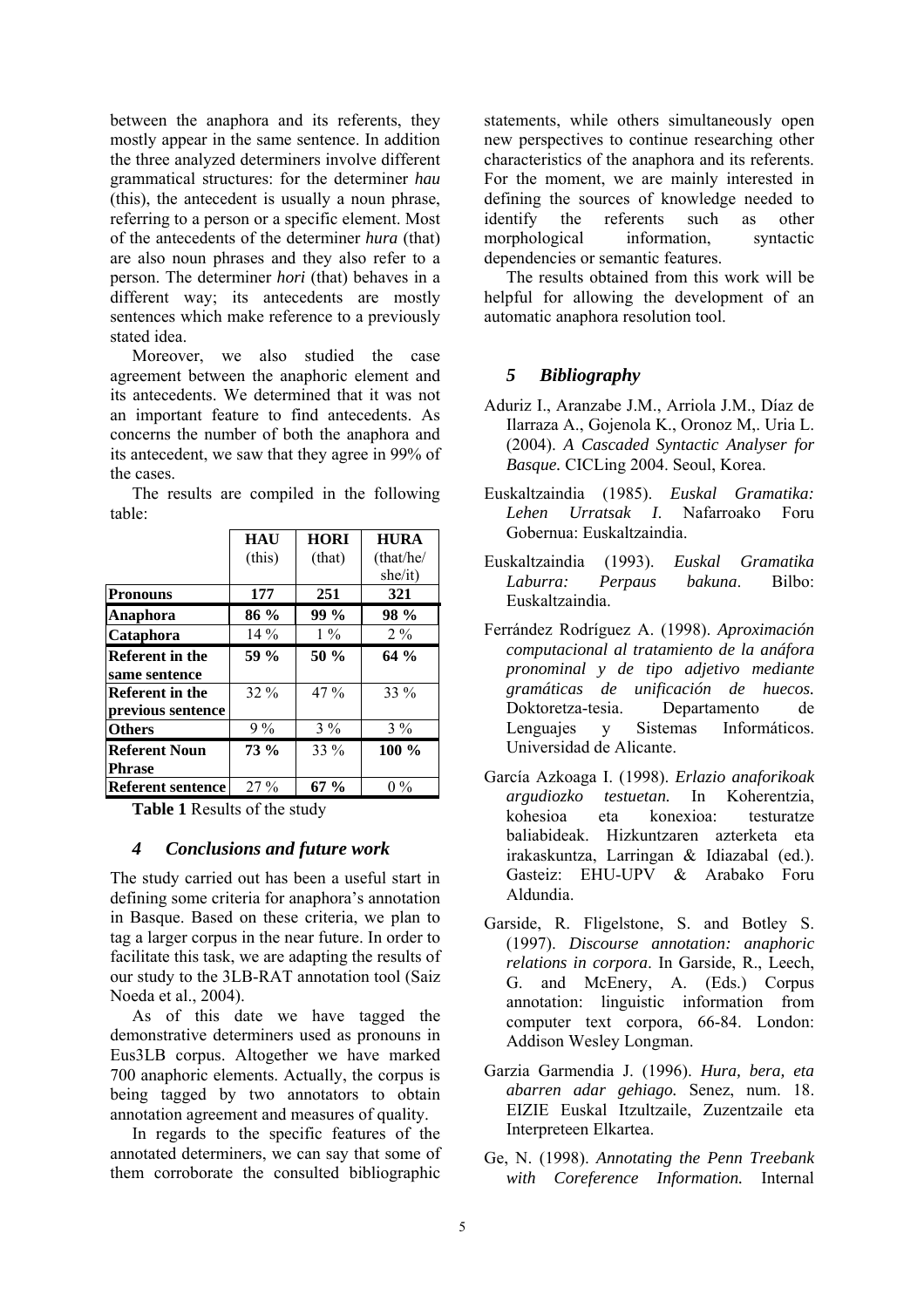between the anaphora and its referents, they mostly appear in the same sentence. In addition the three analyzed determiners involve different grammatical structures: for the determiner *hau* (this), the antecedent is usually a noun phrase, referring to a person or a specific element. Most of the antecedents of the determiner *hura* (that) are also noun phrases and they also refer to a person. The determiner *hori* (that) behaves in a different way; its antecedents are mostly sentences which make reference to a previously stated idea.

Moreover, we also studied the case agreement between the anaphoric element and its antecedents. We determined that it was not an important feature to find antecedents. As concerns the number of both the anaphora and its antecedent, we saw that they agree in 99% of the cases.

The results are compiled in the following table:

| | **HAU** (this) | **HORI** (that) | **HURA** (that/he/she/it) |
|---|---|---|---|
| **Pronouns** | **177** | **251** | **321** |
| **Anaphora** | **86 %** | **99 %** | **98 %** |
| **Cataphora** | 14 % | 1 % | 2 % |
| **Referent in the same sentence** | **59 %** | **50 %** | **64 %** |
| **Referent in the previous sentence** | 32 % | 47 % | 33 % |
| **Others** | 9 % | 3 % | 3 % |
| **Referent Noun Phrase** | **73 %** | 33 % | **100 %** |
| **Referent sentence** | 27 % | **67 %** | 0 % |

**Table 1** Results of the study

## 4 Conclusions and future work

The study carried out has been a useful start in defining some criteria for anaphora's annotation in Basque. Based on these criteria, we plan to tag a larger corpus in the near future. In order to facilitate this task, we are adapting the results of our study to the 3LB-RAT annotation tool (Saiz Noeda et al., 2004).

As of this date we have tagged the demonstrative determiners used as pronouns in Eus3LB corpus. Altogether we have marked 700 anaphoric elements. Actually, the corpus is being tagged by two annotators to obtain annotation agreement and measures of quality.

In regards to the specific features of the annotated determiners, we can say that some of them corroborate the consulted bibliographic statements, while others simultaneously open new perspectives to continue researching other characteristics of the anaphora and its referents. For the moment, we are mainly interested in defining the sources of knowledge needed to identify the referents such as other morphological information, syntactic dependencies or semantic features.

The results obtained from this work will be helpful for allowing the development of an automatic anaphora resolution tool.

## 5 Bibliography

Aduriz I., Aranzabe J.M., Arriola J.M., Díaz de Ilarraza A., Gojenola K., Oronoz M,. Uria L. (2004). *A Cascaded Syntactic Analyser for Basque.* CICLing 2004. Seoul, Korea.

Euskaltzaindia (1985). *Euskal Gramatika: Lehen Urratsak I*. Nafarroako Foru Gobernua: Euskaltzaindia.

Euskaltzaindia (1993). *Euskal Gramatika Laburra: Perpaus bakuna*. Bilbo: Euskaltzaindia.

Ferrández Rodríguez A. (1998). *Aproximación computacional al tratamiento de la anáfora pronominal y de tipo adjetivo mediante gramáticas de unificación de huecos.* Doktoretza-tesia. Departamento de Lenguajes y Sistemas Informáticos. Universidad de Alicante.

García Azkoaga I. (1998). *Erlazio anaforikoak argudiozko testuetan.* In Koherentzia, kohesioa eta konexioa: testuratze baliabideak. Hizkuntzaren azterketa eta irakaskuntza, Larringan & Idiazabal (ed.). Gasteiz: EHU-UPV & Arabako Foru Aldundia.

Garside, R. Fligelstone, S. and Botley S. (1997). *Discourse annotation: anaphoric relations in corpora*. In Garside, R., Leech, G. and McEnery, A. (Eds.) Corpus annotation: linguistic information from computer text corpora, 66-84. London: Addison Wesley Longman.

Garzia Garmendia J. (1996). *Hura, bera, eta abarren adar gehiago.* Senez, num. 18. EIZIE Euskal Itzultzaile, Zuzentzaile eta Interpreteen Elkartea.

Ge, N. (1998). *Annotating the Penn Treebank with Coreference Information.* Internal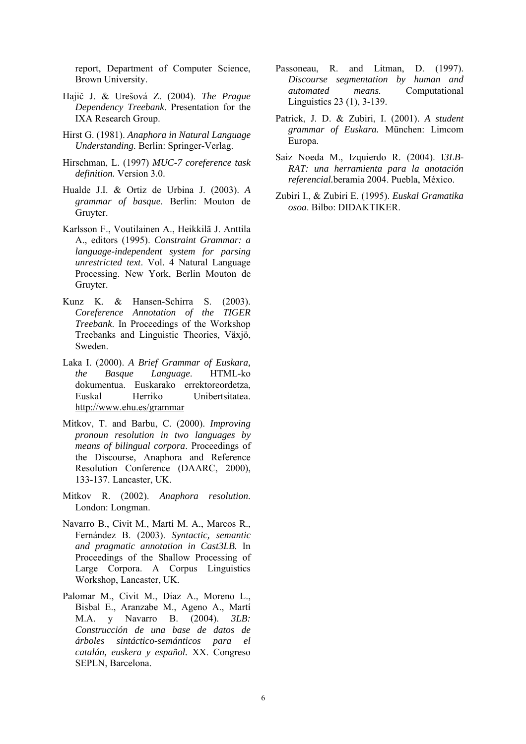report, Department of Computer Science, Brown University.

Hajič J. & Urešová Z. (2004). *The Prague Dependency Treebank*. Presentation for the IXA Research Group.

Hirst G. (1981). *Anaphora in Natural Language Understanding.* Berlin: Springer-Verlag.

Hirschman, L. (1997) *MUC-7 coreference task definition.* Version 3.0.

Hualde J.I. & Ortiz de Urbina J. (2003). *A grammar of basque*. Berlin: Mouton de Gruyter.

Karlsson F., Voutilainen A., Heikkilä J. Anttila A., editors (1995). *Constraint Grammar: a language-independent system for parsing unrestricted text*. Vol. 4 Natural Language Processing. New York, Berlin Mouton de Gruyter.

Kunz K. & Hansen-Schirra S. (2003). *Coreference Annotation of the TIGER Treebank*. In Proceedings of the Workshop Treebanks and Linguistic Theories, Växjö, Sweden.

Laka I. (2000). *A Brief Grammar of Euskara, the Basque Language*. HTML-ko dokumentua. Euskarako errektoreordetza, Euskal Herriko Unibertsitatea. http://www.ehu.es/grammar

Mitkov, T. and Barbu, C. (2000). *Improving pronoun resolution in two languages by means of bilingual corpora*. Proceedings of the Discourse, Anaphora and Reference Resolution Conference (DAARC, 2000), 133-137. Lancaster, UK.

Mitkov R. (2002). *Anaphora resolution*. London: Longman.

Navarro B., Civit M., Martí M. A., Marcos R., Fernández B. (2003). *Syntactic, semantic and pragmatic annotation in Cast3LB.* In Proceedings of the Shallow Processing of Large Corpora. A Corpus Linguistics Workshop, Lancaster, UK.

Palomar M., Civit M., Díaz A., Moreno L., Bisbal E., Aranzabe M., Ageno A., Martí M.A. y Navarro B. (2004). *3LB: Construcción de una base de datos de árboles sintáctico-semánticos para el catalán, euskera y español.* XX. Congreso SEPLN, Barcelona.

Passoneau, R. and Litman, D. (1997). *Discourse segmentation by human and automated means.* Computational Linguistics 23 (1), 3-139.

Patrick, J. D. & Zubiri, I. (2001). *A student grammar of Euskara.* München: Limcom Europa.

Saiz Noeda M., Izquierdo R. (2004). I*3LB-RAT: una herramienta para la anotación referencial*.beramia 2004. Puebla, México.

Zubiri I., & Zubiri E. (1995). *Euskal Gramatika osoa*. Bilbo: DIDAKTIKER.